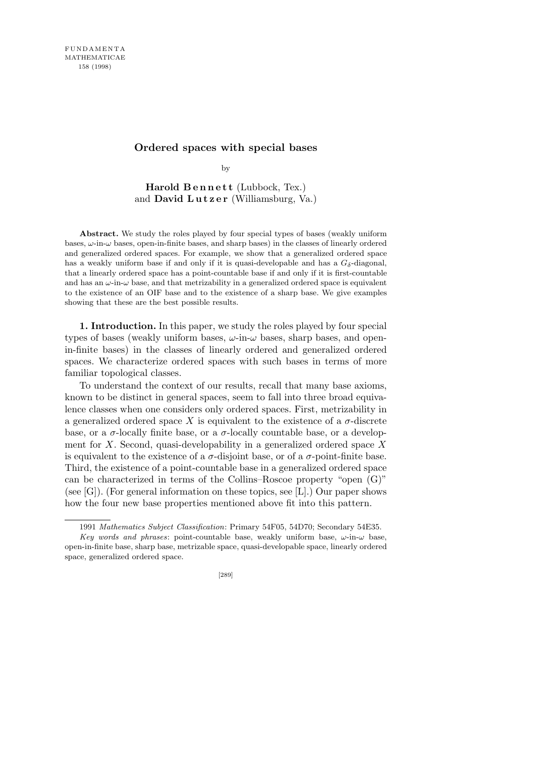# Ordered spaces with special bases

by

**Harold Bennett** (Lubbock, Tex.)
and **David Lutzer** (Williamsburg, Va.)

**Abstract.** We study the roles played by four special types of bases (weakly uniform bases, $\omega$-in-$\omega$ bases, open-in-finite bases, and sharp bases) in the classes of linearly ordered and generalized ordered spaces. For example, we show that a generalized ordered space has a weakly uniform base if and only if it is quasi-developable and has a $G_\delta$-diagonal, that a linearly ordered space has a point-countable base if and only if it is first-countable and has an $\omega$-in-$\omega$ base, and that metrizability in a generalized ordered space is equivalent to the existence of an OIF base and to the existence of a sharp base. We give examples showing that these are the best possible results.

**1. Introduction.** In this paper, we study the roles played by four special types of bases (weakly uniform bases, $\omega$-in-$\omega$ bases, sharp bases, and open-in-finite bases) in the classes of linearly ordered and generalized ordered spaces. We characterize ordered spaces with such bases in terms of more familiar topological classes.

To understand the context of our results, recall that many base axioms, known to be distinct in general spaces, seem to fall into three broad equivalence classes when one considers only ordered spaces. First, metrizability in a generalized ordered space $X$ is equivalent to the existence of a $\sigma$-discrete base, or a $\sigma$-locally finite base, or a $\sigma$-locally countable base, or a development for $X$. Second, quasi-developability in a generalized ordered space $X$ is equivalent to the existence of a $\sigma$-disjoint base, or of a $\sigma$-point-finite base. Third, the existence of a point-countable base in a generalized ordered space can be characterized in terms of the Collins–Roscoe property "open (G)" (see [G]). (For general information on these topics, see [L].) Our paper shows how the four new base properties mentioned above fit into this pattern.

---

1991 *Mathematics Subject Classification*: Primary 54F05, 54D70; Secondary 54E35.

*Key words and phrases*: point-countable base, weakly uniform base, $\omega$-in-$\omega$ base, open-in-finite base, sharp base, metrizable space, quasi-developable space, linearly ordered space, generalized ordered space.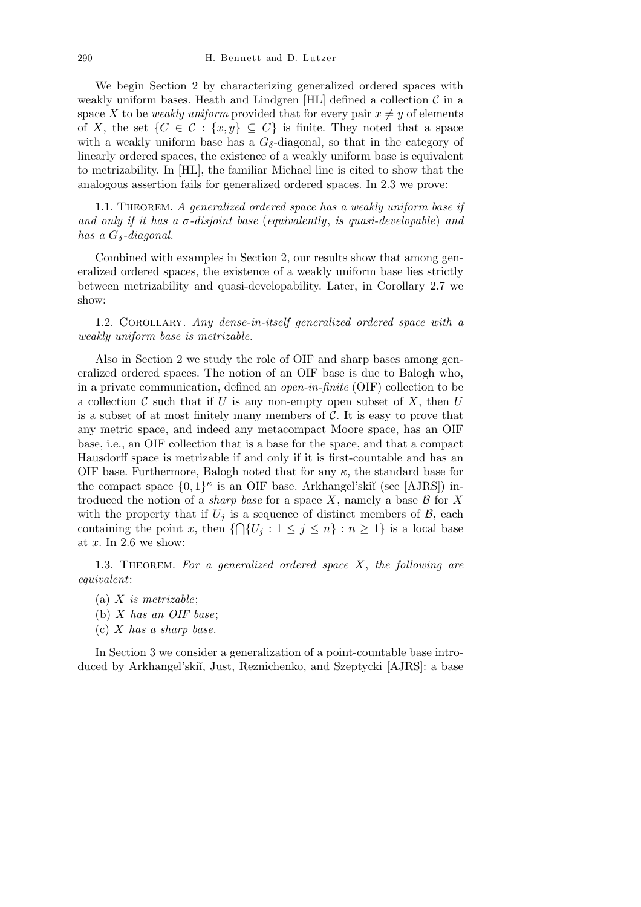We begin Section 2 by characterizing generalized ordered spaces with weakly uniform bases. Heath and Lindgren [HL] defined a collection $\mathcal{C}$ in a space $X$ to be *weakly uniform* provided that for every pair $x \neq y$ of elements of $X$, the set $\{C \in \mathcal{C} : \{x, y\} \subseteq C\}$ is finite. They noted that a space with a weakly uniform base has a $G_\delta$-diagonal, so that in the category of linearly ordered spaces, the existence of a weakly uniform base is equivalent to metrizability. In [HL], the familiar Michael line is cited to show that the analogous assertion fails for generalized ordered spaces. In 2.3 we prove:

1.1. Theorem. *A generalized ordered space has a weakly uniform base if and only if it has a $\sigma$-disjoint base* (*equivalently*, *is quasi-developable*) *and has a $G_\delta$-diagonal.*

Combined with examples in Section 2, our results show that among generalized ordered spaces, the existence of a weakly uniform base lies strictly between metrizability and quasi-developability. Later, in Corollary 2.7 we show:

1.2. Corollary. *Any dense-in-itself generalized ordered space with a weakly uniform base is metrizable.*

Also in Section 2 we study the role of OIF and sharp bases among generalized ordered spaces. The notion of an OIF base is due to Balogh who, in a private communication, defined an *open-in-finite* (OIF) collection to be a collection $\mathcal{C}$ such that if $U$ is any non-empty open subset of $X$, then $U$ is a subset of at most finitely many members of $\mathcal{C}$. It is easy to prove that any metric space, and indeed any metacompact Moore space, has an OIF base, i.e., an OIF collection that is a base for the space, and that a compact Hausdorff space is metrizable if and only if it is first-countable and has an OIF base. Furthermore, Balogh noted that for any $\kappa$, the standard base for the compact space $\{0,1\}^\kappa$ is an OIF base. Arkhangel'skiĭ (see [AJRS]) introduced the notion of a *sharp base* for a space $X$, namely a base $\mathcal{B}$ for $X$ with the property that if $U_j$ is a sequence of distinct members of $\mathcal{B}$, each containing the point $x$, then $\{\bigcap\{U_j : 1 \leq j \leq n\} : n \geq 1\}$ is a local base at $x$. In 2.6 we show:

1.3. Theorem. *For a generalized ordered space $X$, the following are equivalent*:

(a) *$X$ is metrizable*;
(b) *$X$ has an OIF base*;
(c) *$X$ has a sharp base.*

In Section 3 we consider a generalization of a point-countable base introduced by Arkhangel'skiĭ, Just, Reznichenko, and Szeptycki [AJRS]: a base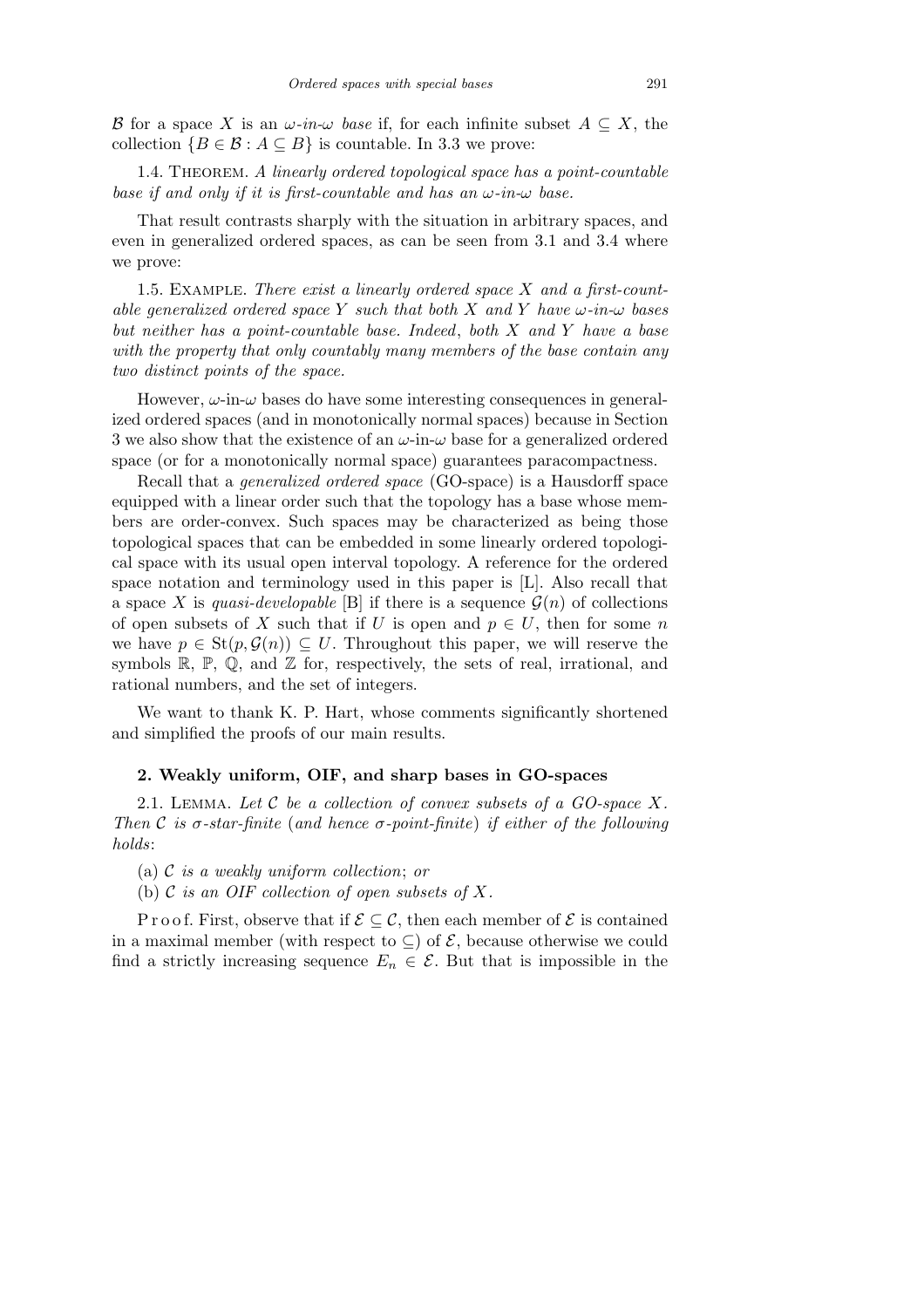$\mathcal{B}$ for a space $X$ is an *$\omega$-in-$\omega$ base* if, for each infinite subset $A \subseteq X$, the collection $\{B \in \mathcal{B} : A \subseteq B\}$ is countable. In 3.3 we prove:

1.4. Theorem. *A linearly ordered topological space has a point-countable base if and only if it is first-countable and has an $\omega$-in-$\omega$ base.*

That result contrasts sharply with the situation in arbitrary spaces, and even in generalized ordered spaces, as can be seen from 3.1 and 3.4 where we prove:

1.5. Example. *There exist a linearly ordered space $X$ and a first-countable generalized ordered space $Y$ such that both $X$ and $Y$ have $\omega$-in-$\omega$ bases but neither has a point-countable base. Indeed, both $X$ and $Y$ have a base with the property that only countably many members of the base contain any two distinct points of the space.*

However, $\omega$-in-$\omega$ bases do have some interesting consequences in generalized ordered spaces (and in monotonically normal spaces) because in Section 3 we also show that the existence of an $\omega$-in-$\omega$ base for a generalized ordered space (or for a monotonically normal space) guarantees paracompactness.

Recall that a *generalized ordered space* (GO-space) is a Hausdorff space equipped with a linear order such that the topology has a base whose members are order-convex. Such spaces may be characterized as being those topological spaces that can be embedded in some linearly ordered topological space with its usual open interval topology. A reference for the ordered space notation and terminology used in this paper is [L]. Also recall that a space $X$ is *quasi-developable* [B] if there is a sequence $\mathcal{G}(n)$ of collections of open subsets of $X$ such that if $U$ is open and $p \in U$, then for some $n$ we have $p \in \mathrm{St}(p, \mathcal{G}(n)) \subseteq U$. Throughout this paper, we will reserve the symbols $\mathbb{R}$, $\mathbb{P}$, $\mathbb{Q}$, and $\mathbb{Z}$ for, respectively, the sets of real, irrational, and rational numbers, and the set of integers.

We want to thank K. P. Hart, whose comments significantly shortened and simplified the proofs of our main results.

## 2. Weakly uniform, OIF, and sharp bases in GO-spaces

2.1. Lemma. *Let $\mathcal{C}$ be a collection of convex subsets of a GO-space $X$. Then $\mathcal{C}$ is $\sigma$-star-finite* (*and hence $\sigma$-point-finite*) *if either of the following holds*:

(a) *$\mathcal{C}$ is a weakly uniform collection*; *or*

(b) *$\mathcal{C}$ is an OIF collection of open subsets of $X$.*

Proof. First, observe that if $\mathcal{E} \subseteq \mathcal{C}$, then each member of $\mathcal{E}$ is contained in a maximal member (with respect to $\subseteq$) of $\mathcal{E}$, because otherwise we could find a strictly increasing sequence $E_n \in \mathcal{E}$. But that is impossible in the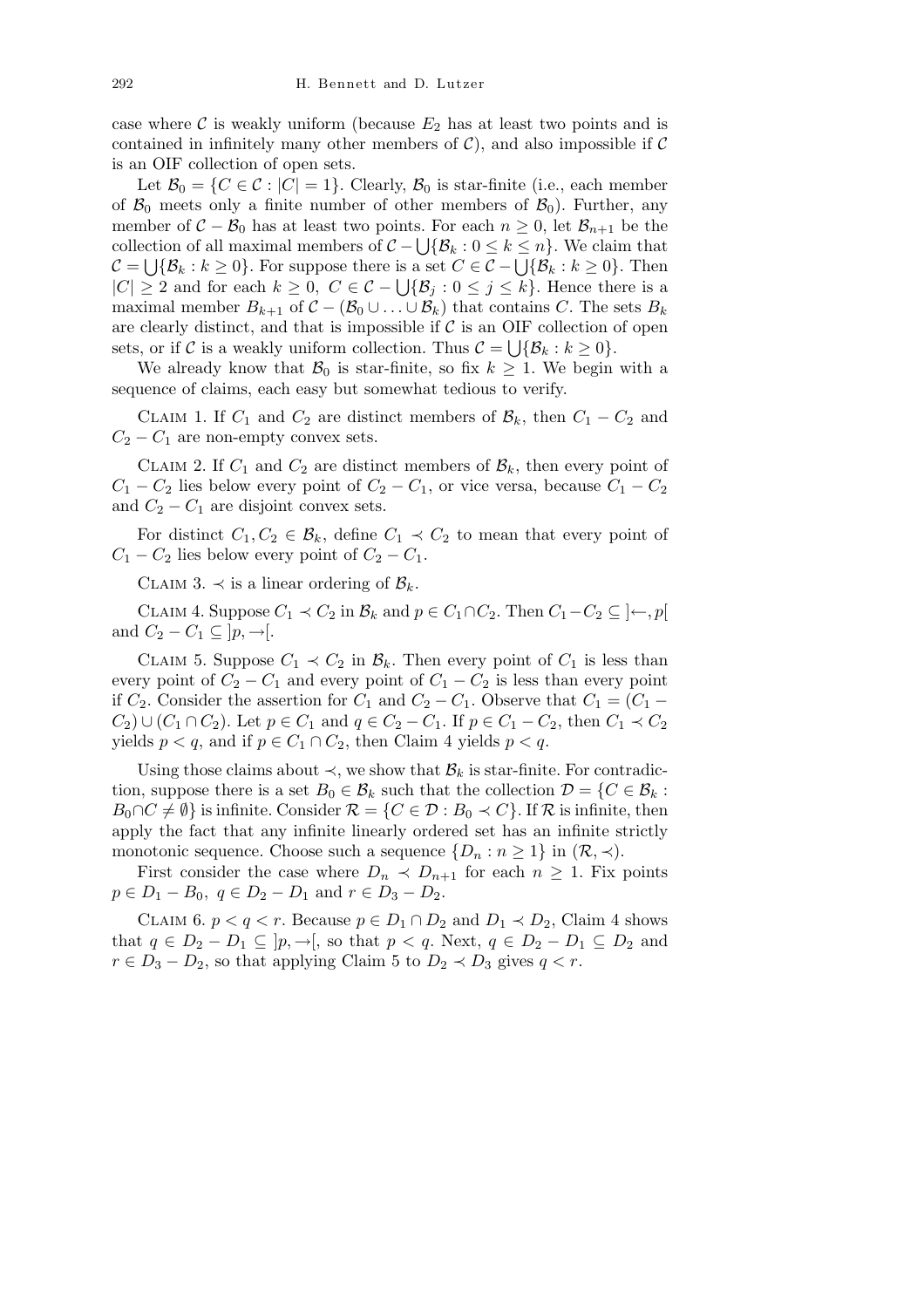case where $\mathcal{C}$ is weakly uniform (because $E_2$ has at least two points and is contained in infinitely many other members of $\mathcal{C}$), and also impossible if $\mathcal{C}$ is an OIF collection of open sets.

Let $\mathcal{B}_0 = \{C \in \mathcal{C} : |C| = 1\}$. Clearly, $\mathcal{B}_0$ is star-finite (i.e., each member of $\mathcal{B}_0$ meets only a finite number of other members of $\mathcal{B}_0$). Further, any member of $\mathcal{C} - \mathcal{B}_0$ has at least two points. For each $n \geq 0$, let $\mathcal{B}_{n+1}$ be the collection of all maximal members of $\mathcal{C} - \bigcup\{\mathcal{B}_k : 0 \leq k \leq n\}$. We claim that $\mathcal{C} = \bigcup\{\mathcal{B}_k : k \geq 0\}$. For suppose there is a set $C \in \mathcal{C} - \bigcup\{\mathcal{B}_k : k \geq 0\}$. Then $|C| \geq 2$ and for each $k \geq 0$, $C \in \mathcal{C} - \bigcup\{\mathcal{B}_j : 0 \leq j \leq k\}$. Hence there is a maximal member $B_{k+1}$ of $\mathcal{C} - (\mathcal{B}_0 \cup \ldots \cup \mathcal{B}_k)$ that contains $C$. The sets $B_k$ are clearly distinct, and that is impossible if $\mathcal{C}$ is an OIF collection of open sets, or if $\mathcal{C}$ is a weakly uniform collection. Thus $\mathcal{C} = \bigcup\{\mathcal{B}_k : k \geq 0\}$.

We already know that $\mathcal{B}_0$ is star-finite, so fix $k \geq 1$. We begin with a sequence of claims, each easy but somewhat tedious to verify.

Claim 1. If $C_1$ and $C_2$ are distinct members of $\mathcal{B}_k$, then $C_1 - C_2$ and $C_2 - C_1$ are non-empty convex sets.

Claim 2. If $C_1$ and $C_2$ are distinct members of $\mathcal{B}_k$, then every point of $C_1 - C_2$ lies below every point of $C_2 - C_1$, or vice versa, because $C_1 - C_2$ and $C_2 - C_1$ are disjoint convex sets.

For distinct $C_1, C_2 \in \mathcal{B}_k$, define $C_1 \prec C_2$ to mean that every point of $C_1 - C_2$ lies below every point of $C_2 - C_1$.

Claim 3. $\prec$ is a linear ordering of $\mathcal{B}_k$.

Claim 4. Suppose $C_1 \prec C_2$ in $\mathcal{B}_k$ and $p \in C_1 \cap C_2$. Then $C_1 - C_2 \subseteq \,]\leftarrow, p[$ and $C_2 - C_1 \subseteq \,]p, \rightarrow[$.

Claim 5. Suppose $C_1 \prec C_2$ in $\mathcal{B}_k$. Then every point of $C_1$ is less than every point of $C_2 - C_1$ and every point of $C_1 - C_2$ is less than every point if $C_2$. Consider the assertion for $C_1$ and $C_2 - C_1$. Observe that $C_1 = (C_1 - C_2) \cup (C_1 \cap C_2)$. Let $p \in C_1$ and $q \in C_2 - C_1$. If $p \in C_1 - C_2$, then $C_1 \prec C_2$ yields $p < q$, and if $p \in C_1 \cap C_2$, then Claim 4 yields $p < q$.

Using those claims about $\prec$, we show that $\mathcal{B}_k$ is star-finite. For contradiction, suppose there is a set $B_0 \in \mathcal{B}_k$ such that the collection $\mathcal{D} = \{C \in \mathcal{B}_k : B_0 \cap C \neq \emptyset\}$ is infinite. Consider $\mathcal{R} = \{C \in \mathcal{D} : B_0 \prec C\}$. If $\mathcal{R}$ is infinite, then apply the fact that any infinite linearly ordered set has an infinite strictly monotonic sequence. Choose such a sequence $\{D_n : n \geq 1\}$ in $(\mathcal{R}, \prec)$.

First consider the case where $D_n \prec D_{n+1}$ for each $n \geq 1$. Fix points $p \in D_1 - B_0$, $q \in D_2 - D_1$ and $r \in D_3 - D_2$.

Claim 6. $p < q < r$. Because $p \in D_1 \cap D_2$ and $D_1 \prec D_2$, Claim 4 shows that $q \in D_2 - D_1 \subseteq \,]p, \rightarrow[$, so that $p < q$. Next, $q \in D_2 - D_1 \subseteq D_2$ and $r \in D_3 - D_2$, so that applying Claim 5 to $D_2 \prec D_3$ gives $q < r$.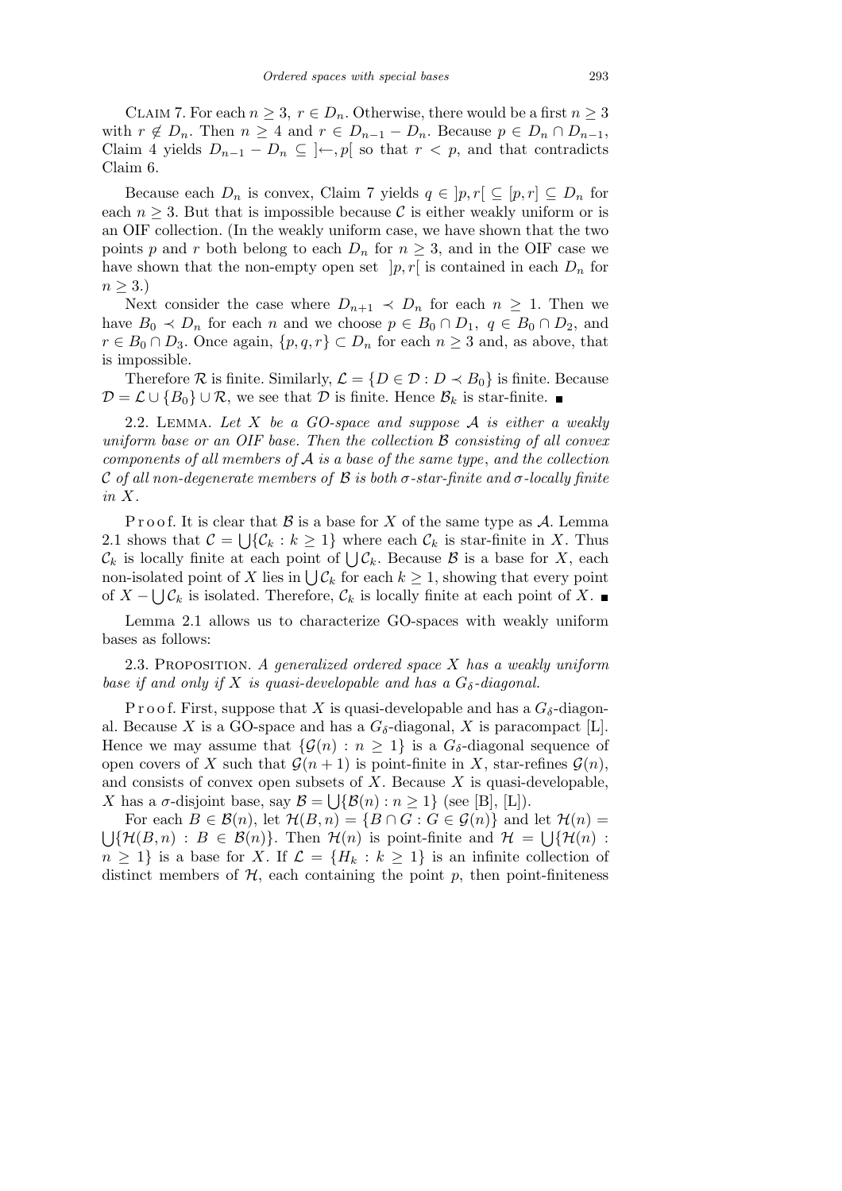Claim 7. For each $n \geq 3$, $r \in D_n$. Otherwise, there would be a first $n \geq 3$ with $r \notin D_n$. Then $n \geq 4$ and $r \in D_{n-1} - D_n$. Because $p \in D_n \cap D_{n-1}$, Claim 4 yields $D_{n-1} - D_n \subseteq ]\leftarrow, p[$ so that $r < p$, and that contradicts Claim 6.

Because each $D_n$ is convex, Claim 7 yields $q \in ]p, r[ \subseteq [p, r] \subseteq D_n$ for each $n \geq 3$. But that is impossible because $\mathcal{C}$ is either weakly uniform or is an OIF collection. (In the weakly uniform case, we have shown that the two points $p$ and $r$ both belong to each $D_n$ for $n \geq 3$, and in the OIF case we have shown that the non-empty open set $]p, r[$ is contained in each $D_n$ for $n \geq 3$.)

Next consider the case where $D_{n+1} \prec D_n$ for each $n \geq 1$. Then we have $B_0 \prec D_n$ for each $n$ and we choose $p \in B_0 \cap D_1$, $q \in B_0 \cap D_2$, and $r \in B_0 \cap D_3$. Once again, $\{p, q, r\} \subset D_n$ for each $n \geq 3$ and, as above, that is impossible.

Therefore $\mathcal{R}$ is finite. Similarly, $\mathcal{L} = \{D \in \mathcal{D} : D \prec B_0\}$ is finite. Because $\mathcal{D} = \mathcal{L} \cup \{B_0\} \cup \mathcal{R}$, we see that $\mathcal{D}$ is finite. Hence $\mathcal{B}_k$ is star-finite. ∎

2.2. Lemma. *Let $X$ be a GO-space and suppose $\mathcal{A}$ is either a weakly uniform base or an OIF base. Then the collection $\mathcal{B}$ consisting of all convex components of all members of $\mathcal{A}$ is a base of the same type, and the collection $\mathcal{C}$ of all non-degenerate members of $\mathcal{B}$ is both $\sigma$-star-finite and $\sigma$-locally finite in $X$.*

Proof. It is clear that $\mathcal{B}$ is a base for $X$ of the same type as $\mathcal{A}$. Lemma 2.1 shows that $\mathcal{C} = \bigcup\{\mathcal{C}_k : k \geq 1\}$ where each $\mathcal{C}_k$ is star-finite in $X$. Thus $\mathcal{C}_k$ is locally finite at each point of $\bigcup \mathcal{C}_k$. Because $\mathcal{B}$ is a base for $X$, each non-isolated point of $X$ lies in $\bigcup \mathcal{C}_k$ for each $k \geq 1$, showing that every point of $X - \bigcup \mathcal{C}_k$ is isolated. Therefore, $\mathcal{C}_k$ is locally finite at each point of $X$. ∎

Lemma 2.1 allows us to characterize GO-spaces with weakly uniform bases as follows:

2.3. Proposition. *A generalized ordered space $X$ has a weakly uniform base if and only if $X$ is quasi-developable and has a $G_\delta$-diagonal.*

Proof. First, suppose that $X$ is quasi-developable and has a $G_\delta$-diagonal. Because $X$ is a GO-space and has a $G_\delta$-diagonal, $X$ is paracompact [L]. Hence we may assume that $\{\mathcal{G}(n) : n \geq 1\}$ is a $G_\delta$-diagonal sequence of open covers of $X$ such that $\mathcal{G}(n+1)$ is point-finite in $X$, star-refines $\mathcal{G}(n)$, and consists of convex open subsets of $X$. Because $X$ is quasi-developable, $X$ has a $\sigma$-disjoint base, say $\mathcal{B} = \bigcup\{\mathcal{B}(n) : n \geq 1\}$ (see [B], [L]).

For each $B \in \mathcal{B}(n)$, let $\mathcal{H}(B, n) = \{B \cap G : G \in \mathcal{G}(n)\}$ and let $\mathcal{H}(n) = \bigcup\{\mathcal{H}(B, n) : B \in \mathcal{B}(n)\}$. Then $\mathcal{H}(n)$ is point-finite and $\mathcal{H} = \bigcup\{\mathcal{H}(n) : n \geq 1\}$ is a base for $X$. If $\mathcal{L} = \{H_k : k \geq 1\}$ is an infinite collection of distinct members of $\mathcal{H}$, each containing the point $p$, then point-finiteness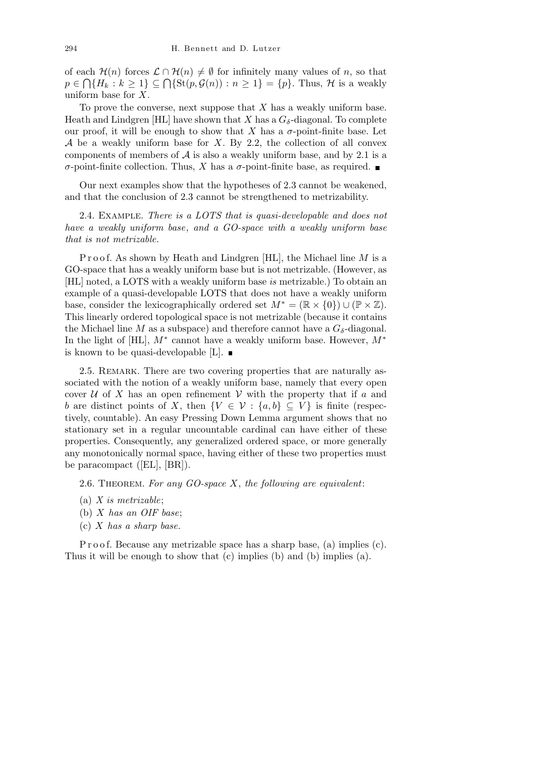of each $\mathcal{H}(n)$ forces $\mathcal{L} \cap \mathcal{H}(n) \neq \emptyset$ for infinitely many values of $n$, so that $p \in \bigcap\{H_k : k \geq 1\} \subseteq \bigcap\{\mathrm{St}(p, \mathcal{G}(n)) : n \geq 1\} = \{p\}$. Thus, $\mathcal{H}$ is a weakly uniform base for $X$.

To prove the converse, next suppose that $X$ has a weakly uniform base. Heath and Lindgren [HL] have shown that $X$ has a $G_\delta$-diagonal. To complete our proof, it will be enough to show that $X$ has a $\sigma$-point-finite base. Let $\mathcal{A}$ be a weakly uniform base for $X$. By 2.2, the collection of all convex components of members of $\mathcal{A}$ is also a weakly uniform base, and by 2.1 is a $\sigma$-point-finite collection. Thus, $X$ has a $\sigma$-point-finite base, as required. ∎

Our next examples show that the hypotheses of 2.3 cannot be weakened, and that the conclusion of 2.3 cannot be strengthened to metrizability.

2.4. Example. *There is a LOTS that is quasi-developable and does not have a weakly uniform base, and a GO-space with a weakly uniform base that is not metrizable.*

Proof. As shown by Heath and Lindgren [HL], the Michael line $M$ is a GO-space that has a weakly uniform base but is not metrizable. (However, as [HL] noted, a LOTS with a weakly uniform base *is* metrizable.) To obtain an example of a quasi-developable LOTS that does not have a weakly uniform base, consider the lexicographically ordered set $M^* = (\mathbb{R} \times \{0\}) \cup (\mathbb{P} \times \mathbb{Z})$. This linearly ordered topological space is not metrizable (because it contains the Michael line $M$ as a subspace) and therefore cannot have a $G_\delta$-diagonal. In the light of [HL], $M^*$ cannot have a weakly uniform base. However, $M^*$ is known to be quasi-developable [L]. ∎

2.5. Remark. There are two covering properties that are naturally associated with the notion of a weakly uniform base, namely that every open cover $\mathcal{U}$ of $X$ has an open refinement $\mathcal{V}$ with the property that if $a$ and $b$ are distinct points of $X$, then $\{V \in \mathcal{V} : \{a, b\} \subseteq V\}$ is finite (respectively, countable). An easy Pressing Down Lemma argument shows that no stationary set in a regular uncountable cardinal can have either of these properties. Consequently, any generalized ordered space, or more generally any monotonically normal space, having either of these two properties must be paracompact ([EL], [BR]).

2.6. Theorem. *For any GO-space $X$, the following are equivalent*:

(a) *$X$ is metrizable*;

(b) *$X$ has an OIF base*;

(c) *$X$ has a sharp base.*

Proof. Because any metrizable space has a sharp base, (a) implies (c). Thus it will be enough to show that (c) implies (b) and (b) implies (a).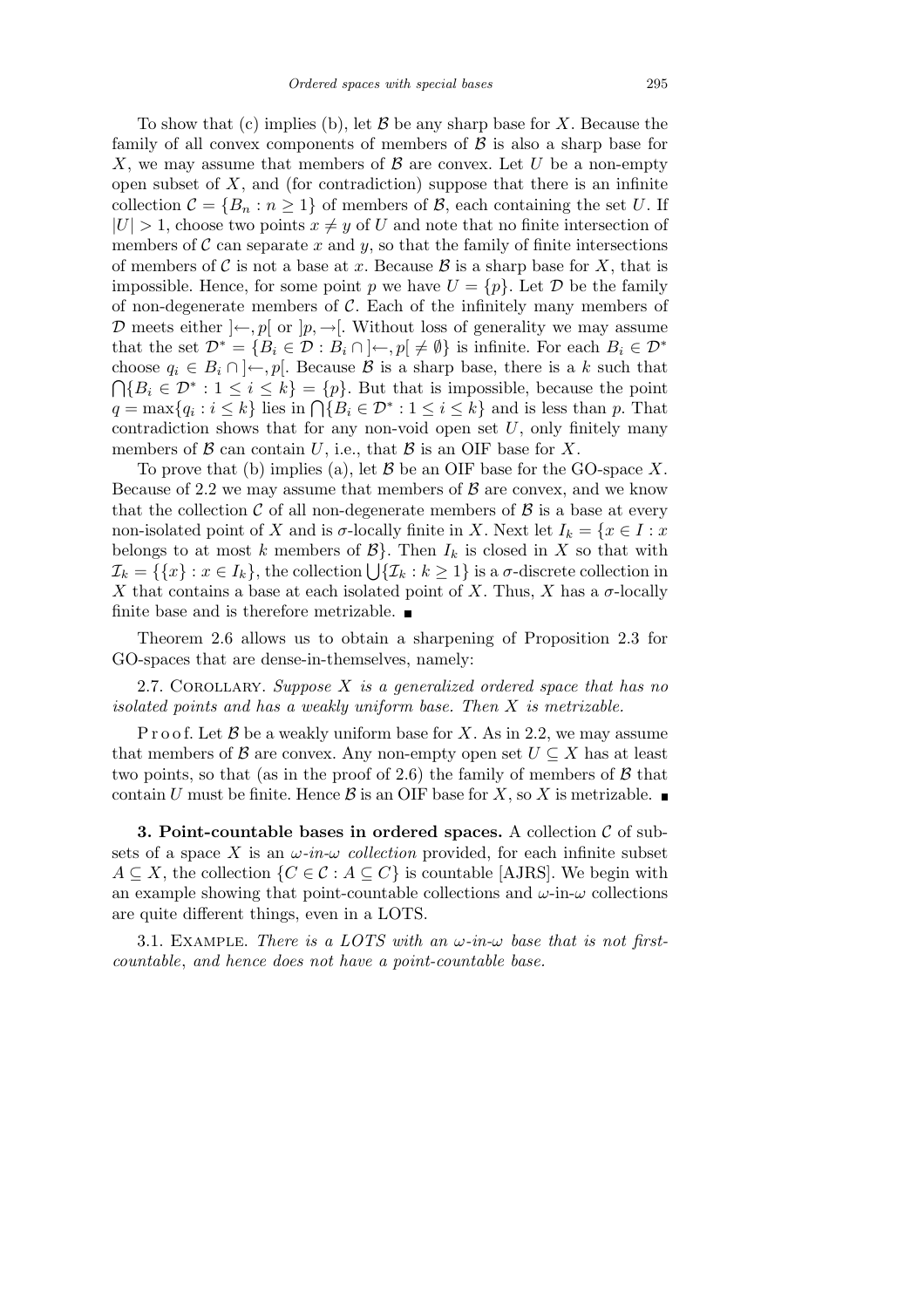To show that (c) implies (b), let $\mathcal{B}$ be any sharp base for $X$. Because the family of all convex components of members of $\mathcal{B}$ is also a sharp base for $X$, we may assume that members of $\mathcal{B}$ are convex. Let $U$ be a non-empty open subset of $X$, and (for contradiction) suppose that there is an infinite collection $\mathcal{C} = \{B_n : n \geq 1\}$ of members of $\mathcal{B}$, each containing the set $U$. If $|U| > 1$, choose two points $x \neq y$ of $U$ and note that no finite intersection of members of $\mathcal{C}$ can separate $x$ and $y$, so that the family of finite intersections of members of $\mathcal{C}$ is not a base at $x$. Because $\mathcal{B}$ is a sharp base for $X$, that is impossible. Hence, for some point $p$ we have $U = \{p\}$. Let $\mathcal{D}$ be the family of non-degenerate members of $\mathcal{C}$. Each of the infinitely many members of $\mathcal{D}$ meets either $]\leftarrow, p[$ or $]p, \rightarrow[$. Without loss of generality we may assume that the set $\mathcal{D}^* = \{B_i \in \mathcal{D} : B_i \cap ]\leftarrow, p[ \neq \emptyset\}$ is infinite. For each $B_i \in \mathcal{D}^*$ choose $q_i \in B_i \cap ]\leftarrow, p[$. Because $\mathcal{B}$ is a sharp base, there is a $k$ such that $\bigcap\{B_i \in \mathcal{D}^* : 1 \leq i \leq k\} = \{p\}$. But that is impossible, because the point $q = \max\{q_i : i \leq k\}$ lies in $\bigcap\{B_i \in \mathcal{D}^* : 1 \leq i \leq k\}$ and is less than $p$. That contradiction shows that for any non-void open set $U$, only finitely many members of $\mathcal{B}$ can contain $U$, i.e., that $\mathcal{B}$ is an OIF base for $X$.

To prove that (b) implies (a), let $\mathcal{B}$ be an OIF base for the GO-space $X$. Because of 2.2 we may assume that members of $\mathcal{B}$ are convex, and we know that the collection $\mathcal{C}$ of all non-degenerate members of $\mathcal{B}$ is a base at every non-isolated point of $X$ and is $\sigma$-locally finite in $X$. Next let $I_k = \{x \in I : x$ belongs to at most $k$ members of $\mathcal{B}\}$. Then $I_k$ is closed in $X$ so that with $\mathcal{I}_k = \{\{x\} : x \in I_k\}$, the collection $\bigcup\{\mathcal{I}_k : k \geq 1\}$ is a $\sigma$-discrete collection in $X$ that contains a base at each isolated point of $X$. Thus, $X$ has a $\sigma$-locally finite base and is therefore metrizable. ∎

Theorem 2.6 allows us to obtain a sharpening of Proposition 2.3 for GO-spaces that are dense-in-themselves, namely:

2.7. Corollary. *Suppose $X$ is a generalized ordered space that has no isolated points and has a weakly uniform base. Then $X$ is metrizable.*

Proof. Let $\mathcal{B}$ be a weakly uniform base for $X$. As in 2.2, we may assume that members of $\mathcal{B}$ are convex. Any non-empty open set $U \subseteq X$ has at least two points, so that (as in the proof of 2.6) the family of members of $\mathcal{B}$ that contain $U$ must be finite. Hence $\mathcal{B}$ is an OIF base for $X$, so $X$ is metrizable. ∎

**3. Point-countable bases in ordered spaces.** A collection $\mathcal{C}$ of subsets of a space $X$ is an *$\omega$-in-$\omega$ collection* provided, for each infinite subset $A \subseteq X$, the collection $\{C \in \mathcal{C} : A \subseteq C\}$ is countable [AJRS]. We begin with an example showing that point-countable collections and $\omega$-in-$\omega$ collections are quite different things, even in a LOTS.

3.1. Example. *There is a LOTS with an $\omega$-in-$\omega$ base that is not first-countable, and hence does not have a point-countable base.*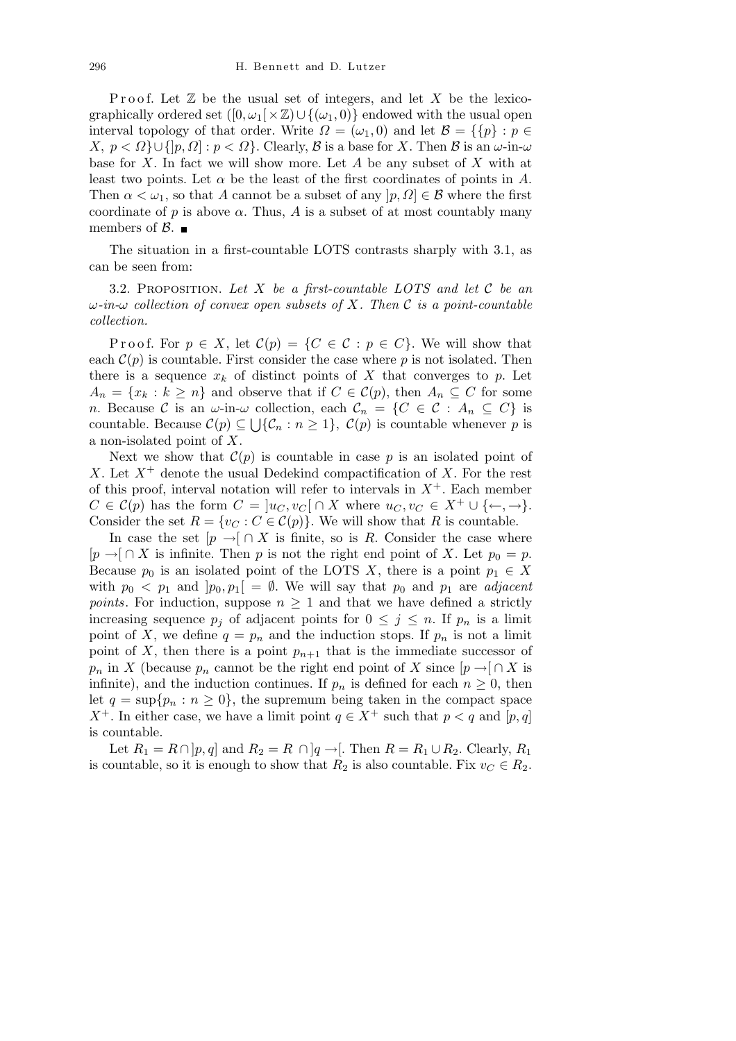Proof. Let $\mathbb{Z}$ be the usual set of integers, and let $X$ be the lexicographically ordered set $([0,\omega_1[\times\mathbb{Z})\cup\{(\omega_1,0)\}$ endowed with the usual open interval topology of that order. Write $\Omega=(\omega_1,0)$ and let $\mathcal{B}=\{\{p\}:p\in X,\ p<\Omega\}\cup\{]p,\Omega]:p<\Omega\}$. Clearly, $\mathcal{B}$ is a base for $X$. Then $\mathcal{B}$ is an $\omega$-in-$\omega$ base for $X$. In fact we will show more. Let $A$ be any subset of $X$ with at least two points. Let $\alpha$ be the least of the first coordinates of points in $A$. Then $\alpha<\omega_1$, so that $A$ cannot be a subset of any $]p,\Omega]\in\mathcal{B}$ where the first coordinate of $p$ is above $\alpha$. Thus, $A$ is a subset of at most countably many members of $\mathcal{B}$. ■

The situation in a first-countable LOTS contrasts sharply with 3.1, as can be seen from:

3.2. Proposition. *Let $X$ be a first-countable LOTS and let $\mathcal{C}$ be an $\omega$-in-$\omega$ collection of convex open subsets of $X$. Then $\mathcal{C}$ is a point-countable collection.*

Proof. For $p\in X$, let $\mathcal{C}(p)=\{C\in\mathcal{C}:p\in C\}$. We will show that each $\mathcal{C}(p)$ is countable. First consider the case where $p$ is not isolated. Then there is a sequence $x_k$ of distinct points of $X$ that converges to $p$. Let $A_n=\{x_k:k\ge n\}$ and observe that if $C\in\mathcal{C}(p)$, then $A_n\subseteq C$ for some $n$. Because $\mathcal{C}$ is an $\omega$-in-$\omega$ collection, each $\mathcal{C}_n=\{C\in\mathcal{C}:A_n\subseteq C\}$ is countable. Because $\mathcal{C}(p)\subseteq\bigcup\{\mathcal{C}_n:n\ge 1\}$, $\mathcal{C}(p)$ is countable whenever $p$ is a non-isolated point of $X$.

Next we show that $\mathcal{C}(p)$ is countable in case $p$ is an isolated point of $X$. Let $X^+$ denote the usual Dedekind compactification of $X$. For the rest of this proof, interval notation will refer to intervals in $X^+$. Each member $C\in\mathcal{C}(p)$ has the form $C=]u_C,v_C[\,\cap X$ where $u_C,v_C\in X^+\cup\{\leftarrow,\rightarrow\}$. Consider the set $R=\{v_C:C\in\mathcal{C}(p)\}$. We will show that $R$ is countable.

In case the set $[p\rightarrow[\,\cap X$ is finite, so is $R$. Consider the case where $[p\rightarrow[\,\cap X$ is infinite. Then $p$ is not the right end point of $X$. Let $p_0=p$. Because $p_0$ is an isolated point of the LOTS $X$, there is a point $p_1\in X$ with $p_0<p_1$ and $]p_0,p_1[\,=\emptyset$. We will say that $p_0$ and $p_1$ are *adjacent points*. For induction, suppose $n\ge 1$ and that we have defined a strictly increasing sequence $p_j$ of adjacent points for $0\le j\le n$. If $p_n$ is a limit point of $X$, we define $q=p_n$ and the induction stops. If $p_n$ is not a limit point of $X$, then there is a point $p_{n+1}$ that is the immediate successor of $p_n$ in $X$ (because $p_n$ cannot be the right end point of $X$ since $[p\rightarrow[\,\cap X$ is infinite), and the induction continues. If $p_n$ is defined for each $n\ge 0$, then let $q=\sup\{p_n:n\ge 0\}$, the supremum being taken in the compact space $X^+$. In either case, we have a limit point $q\in X^+$ such that $p<q$ and $[p,q]$ is countable.

Let $R_1=R\cap\,]p,q]$ and $R_2=R\cap\,]q\rightarrow[$. Then $R=R_1\cup R_2$. Clearly, $R_1$ is countable, so it is enough to show that $R_2$ is also countable. Fix $v_C\in R_2$.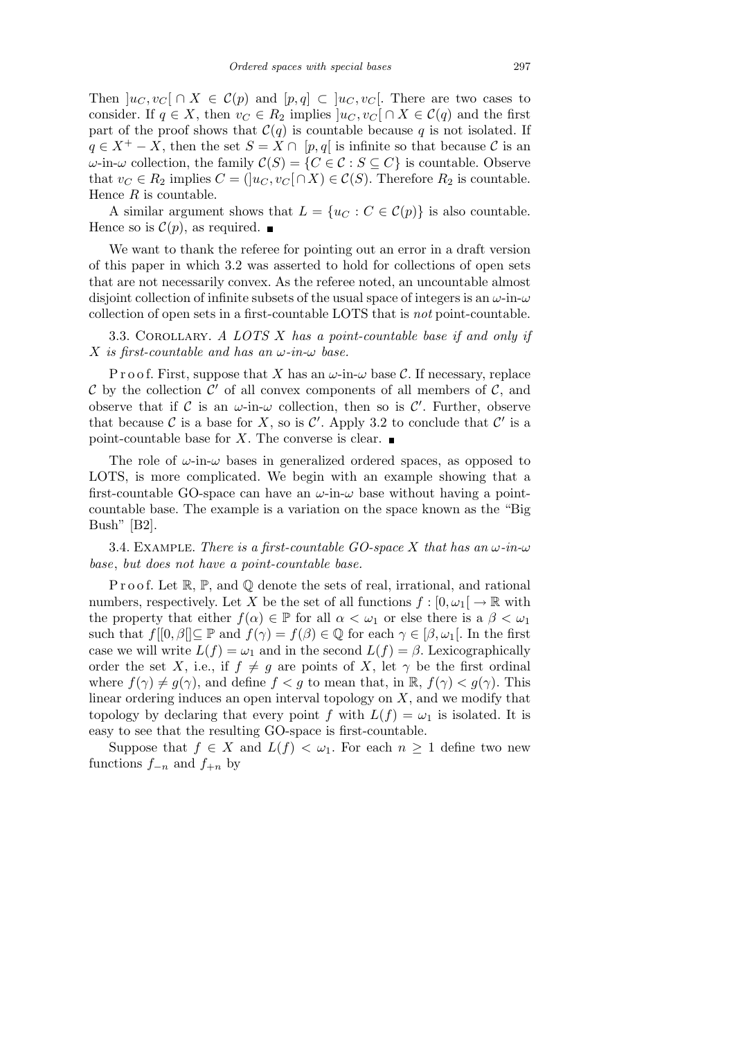Then $]u_C, v_C[ \cap X \in \mathcal{C}(p)$ and $[p, q] \subset ]u_C, v_C[$. There are two cases to consider. If $q \in X$, then $v_C \in R_2$ implies $]u_C, v_C[ \cap X \in \mathcal{C}(q)$ and the first part of the proof shows that $\mathcal{C}(q)$ is countable because $q$ is not isolated. If $q \in X^+ - X$, then the set $S = X \cap [p, q[$ is infinite so that because $\mathcal{C}$ is an $\omega$-in-$\omega$ collection, the family $\mathcal{C}(S) = \{C \in \mathcal{C} : S \subseteq C\}$ is countable. Observe that $v_C \in R_2$ implies $C = (]u_C, v_C[ \cap X) \in \mathcal{C}(S)$. Therefore $R_2$ is countable. Hence $R$ is countable.

A similar argument shows that $L = \{u_C : C \in \mathcal{C}(p)\}$ is also countable. Hence so is $\mathcal{C}(p)$, as required. ∎

We want to thank the referee for pointing out an error in a draft version of this paper in which 3.2 was asserted to hold for collections of open sets that are not necessarily convex. As the referee noted, an uncountable almost disjoint collection of infinite subsets of the usual space of integers is an $\omega$-in-$\omega$ collection of open sets in a first-countable LOTS that is *not* point-countable.

3.3. Corollary. *A LOTS $X$ has a point-countable base if and only if $X$ is first-countable and has an $\omega$-in-$\omega$ base.*

Proof. First, suppose that $X$ has an $\omega$-in-$\omega$ base $\mathcal{C}$. If necessary, replace $\mathcal{C}$ by the collection $\mathcal{C}'$ of all convex components of all members of $\mathcal{C}$, and observe that if $\mathcal{C}$ is an $\omega$-in-$\omega$ collection, then so is $\mathcal{C}'$. Further, observe that because $\mathcal{C}$ is a base for $X$, so is $\mathcal{C}'$. Apply 3.2 to conclude that $\mathcal{C}'$ is a point-countable base for $X$. The converse is clear. ∎

The role of $\omega$-in-$\omega$ bases in generalized ordered spaces, as opposed to LOTS, is more complicated. We begin with an example showing that a first-countable GO-space can have an $\omega$-in-$\omega$ base without having a point-countable base. The example is a variation on the space known as the "Big Bush" [B2].

3.4. Example. *There is a first-countable GO-space $X$ that has an $\omega$-in-$\omega$ base, but does not have a point-countable base.*

Proof. Let $\mathbb{R}$, $\mathbb{P}$, and $\mathbb{Q}$ denote the sets of real, irrational, and rational numbers, respectively. Let $X$ be the set of all functions $f : [0, \omega_1[ \to \mathbb{R}$ with the property that either $f(\alpha) \in \mathbb{P}$ for all $\alpha < \omega_1$ or else there is a $\beta < \omega_1$ such that $f[[0, \beta[] \subseteq \mathbb{P}$ and $f(\gamma) = f(\beta) \in \mathbb{Q}$ for each $\gamma \in [\beta, \omega_1[$. In the first case we will write $L(f) = \omega_1$ and in the second $L(f) = \beta$. Lexicographically order the set $X$, i.e., if $f \neq g$ are points of $X$, let $\gamma$ be the first ordinal where $f(\gamma) \neq g(\gamma)$, and define $f < g$ to mean that, in $\mathbb{R}$, $f(\gamma) < g(\gamma)$. This linear ordering induces an open interval topology on $X$, and we modify that topology by declaring that every point $f$ with $L(f) = \omega_1$ is isolated. It is easy to see that the resulting GO-space is first-countable.

Suppose that $f \in X$ and $L(f) < \omega_1$. For each $n \geq 1$ define two new functions $f_{-n}$ and $f_{+n}$ by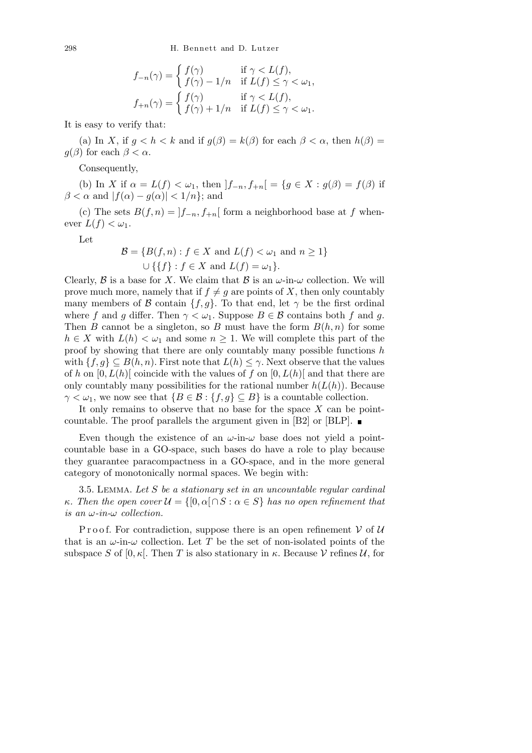$$f_{-n}(\gamma) = \begin{cases} f(\gamma) & \text{if } \gamma < L(f), \\ f(\gamma) - 1/n & \text{if } L(f) \le \gamma < \omega_1, \end{cases}$$

$$f_{+n}(\gamma) = \begin{cases} f(\gamma) & \text{if } \gamma < L(f), \\ f(\gamma) + 1/n & \text{if } L(f) \le \gamma < \omega_1. \end{cases}$$

It is easy to verify that:

(a) In $X$, if $g < h < k$ and if $g(\beta) = k(\beta)$ for each $\beta < \alpha$, then $h(\beta) = g(\beta)$ for each $\beta < \alpha$.

Consequently,

(b) In $X$ if $\alpha = L(f) < \omega_1$, then $]f_{-n}, f_{+n}[ = \{g \in X : g(\beta) = f(\beta)$ if $\beta < \alpha$ and $|f(\alpha) - g(\alpha)| < 1/n\}$; and

(c) The sets $B(f, n) = ]f_{-n}, f_{+n}[$ form a neighborhood base at $f$ whenever $L(f) < \omega_1$.

Let

$$\mathcal{B} = \{B(f, n) : f \in X \text{ and } L(f) < \omega_1 \text{ and } n \ge 1\} \cup \{\{f\} : f \in X \text{ and } L(f) = \omega_1\}.$$

Clearly, $\mathcal{B}$ is a base for $X$. We claim that $\mathcal{B}$ is an $\omega$-in-$\omega$ collection. We will prove much more, namely that if $f \neq g$ are points of $X$, then only countably many members of $\mathcal{B}$ contain $\{f, g\}$. To that end, let $\gamma$ be the first ordinal where $f$ and $g$ differ. Then $\gamma < \omega_1$. Suppose $B \in \mathcal{B}$ contains both $f$ and $g$. Then $B$ cannot be a singleton, so $B$ must have the form $B(h, n)$ for some $h \in X$ with $L(h) < \omega_1$ and some $n \ge 1$. We will complete this part of the proof by showing that there are only countably many possible functions $h$ with $\{f, g\} \subseteq B(h, n)$. First note that $L(h) \le \gamma$. Next observe that the values of $h$ on $[0, L(h)[$ coincide with the values of $f$ on $[0, L(h)[$ and that there are only countably many possibilities for the rational number $h(L(h))$. Because $\gamma < \omega_1$, we now see that $\{B \in \mathcal{B} : \{f, g\} \subseteq B\}$ is a countable collection.

It only remains to observe that no base for the space $X$ can be point-countable. The proof parallels the argument given in [B2] or [BLP]. ■

Even though the existence of an $\omega$-in-$\omega$ base does not yield a point-countable base in a GO-space, such bases do have a role to play because they guarantee paracompactness in a GO-space, and in the more general category of monotonically normal spaces. We begin with:

3.5. Lemma. *Let $S$ be a stationary set in an uncountable regular cardinal $\kappa$. Then the open cover $\mathcal{U} = \{[0, \alpha[ \cap S : \alpha \in S\}$ has no open refinement that is an $\omega$-in-$\omega$ collection.*

Proof. For contradiction, suppose there is an open refinement $\mathcal{V}$ of $\mathcal{U}$ that is an $\omega$-in-$\omega$ collection. Let $T$ be the set of non-isolated points of the subspace $S$ of $[0, \kappa[$. Then $T$ is also stationary in $\kappa$. Because $\mathcal{V}$ refines $\mathcal{U}$, for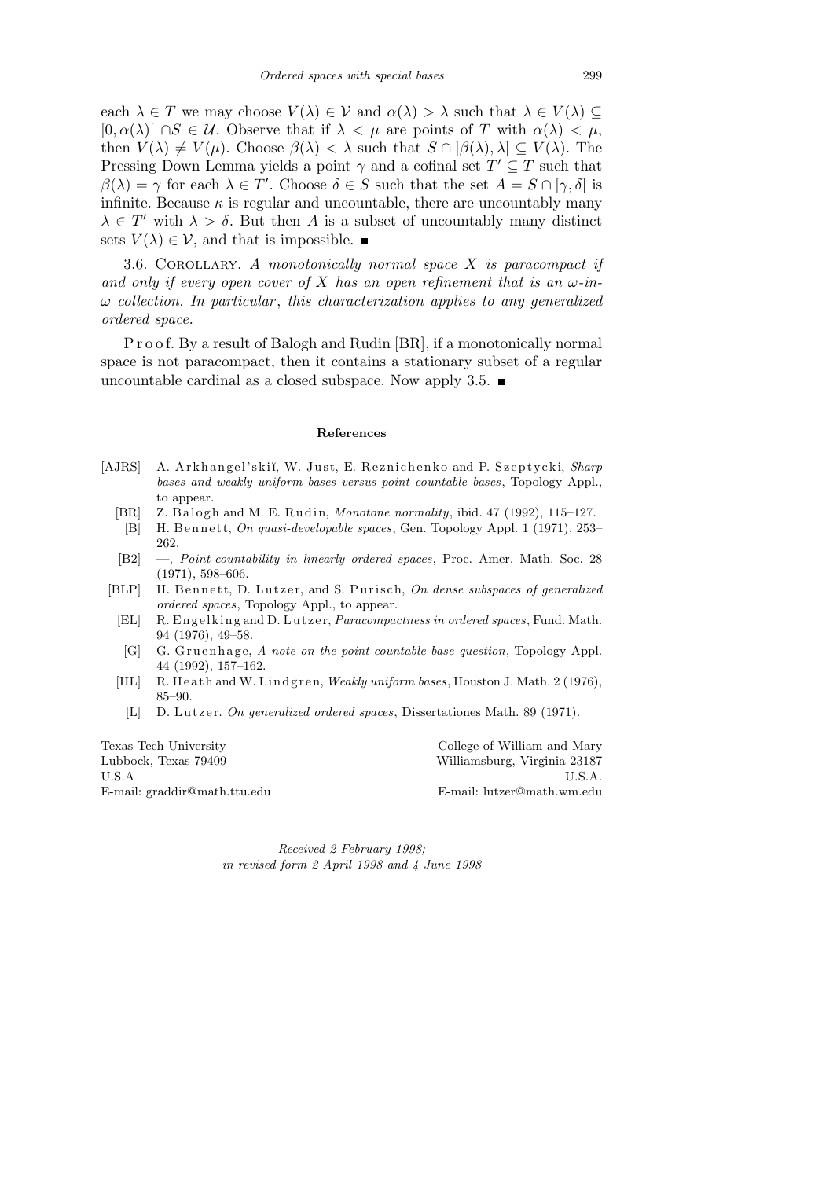each $\lambda \in T$ we may choose $V(\lambda) \in \mathcal{V}$ and $\alpha(\lambda) > \lambda$ such that $\lambda \in V(\lambda) \subseteq [0, \alpha(\lambda)[\, \cap S \in \mathcal{U}$. Observe that if $\lambda < \mu$ are points of $T$ with $\alpha(\lambda) < \mu$, then $V(\lambda) \neq V(\mu)$. Choose $\beta(\lambda) < \lambda$ such that $S \cap\, ]\beta(\lambda), \lambda] \subseteq V(\lambda)$. The Pressing Down Lemma yields a point $\gamma$ and a cofinal set $T' \subseteq T$ such that $\beta(\lambda) = \gamma$ for each $\lambda \in T'$. Choose $\delta \in S$ such that the set $A = S \cap [\gamma, \delta]$ is infinite. Because $\kappa$ is regular and uncountable, there are uncountably many $\lambda \in T'$ with $\lambda > \delta$. But then $A$ is a subset of uncountably many distinct sets $V(\lambda) \in \mathcal{V}$, and that is impossible. ∎

3.6. Corollary. *A monotonically normal space $X$ is paracompact if and only if every open cover of $X$ has an open refinement that is an $\omega$-in-$\omega$ collection. In particular, this characterization applies to any generalized ordered space.*

Proof. By a result of Balogh and Rudin [BR], if a monotonically normal space is not paracompact, then it contains a stationary subset of a regular uncountable cardinal as a closed subspace. Now apply 3.5. ∎

## References

[AJRS] A. Arkhangel'skiĭ, W. Just, E. Reznichenko and P. Szeptycki, *Sharp bases and weakly uniform bases versus point countable bases*, Topology Appl., to appear.

[BR] Z. Balogh and M. E. Rudin, *Monotone normality*, ibid. 47 (1992), 115–127.

[B] H. Bennett, *On quasi-developable spaces*, Gen. Topology Appl. 1 (1971), 253–262.

[B2] —, *Point-countability in linearly ordered spaces*, Proc. Amer. Math. Soc. 28 (1971), 598–606.

[BLP] H. Bennett, D. Lutzer, and S. Purisch, *On dense subspaces of generalized ordered spaces*, Topology Appl., to appear.

[EL] R. Engelking and D. Lutzer, *Paracompactness in ordered spaces*, Fund. Math. 94 (1976), 49–58.

[G] G. Gruenhage, *A note on the point-countable base question*, Topology Appl. 44 (1992), 157–162.

[HL] R. Heath and W. Lindgren, *Weakly uniform bases*, Houston J. Math. 2 (1976), 85–90.

[L] D. Lutzer. *On generalized ordered spaces*, Dissertationes Math. 89 (1971).

Texas Tech University
Lubbock, Texas 79409
U.S.A
E-mail: graddir@math.ttu.edu

College of William and Mary
Williamsburg, Virginia 23187
U.S.A.
E-mail: lutzer@math.wm.edu

*Received 2 February 1998;*
*in revised form 2 April 1998 and 4 June 1998*